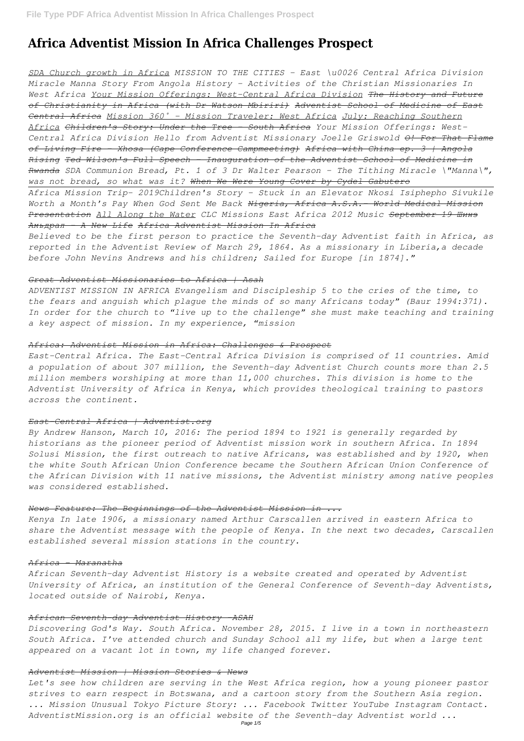# Africa Adventist Mission In Africa Challenges Prospect

*SDA Church growth in Africa MISSION TO THE CITIES - East \u0026 Central Africa Division Miracle Manna Story From Angola History - Activities of the Christian Missionaries In West Africa Your Mission Offerings: West-Central Africa Division The History and Future of Christianity in Africa (with Dr Watson Mbiriri) Adventist School of Medicine of East Central Africa Mission 360˚ - Mission Traveler: West Africa July: Reaching Southern Africa Children's Story: Under the Tree - South Africa Your Mission Offerings: West-Central Africa Division Hello from Adventist Missionary Joelle Griswold O! For That Flame of Living Fire - Xhosa (Cape Conference Campmeeting) Africa with China ep. 3 | Angola Rising Ted Wilson's Full Speech - Inauguration of the Adventist School of Medicine in Rwanda SDA Communion Bread, Pt. 1 of 3 Dr Walter Pearson - The Tithing Miracle \"Manna\", was not bread, so what was it? When We Were Young Cover by Cydel Gabutero*

*Africa Mission Trip- 2019Children's Story - Stuck in an Elevator Nkosi Isiphepho Sivukile Worth a Month's Pay When God Sent Me Back Nigeria, Africa A.S.A. - World Medical Mission Presentation All Along the Water CLC Missions East Africa 2012 Music September 19 Шинэ Амьдрал - A New Life Africa Adventist Mission In Africa*

*Believed to be the first person to practice the Seventh-day Adventist faith in Africa, as reported in the Adventist Review of March 29, 1864. As a missionary in Liberia,a decade before John Nevins Andrews and his children; Sailed for Europe [in 1874]."*

## *Great Adventist Missionaries to Africa | Asah*

*ADVENTIST MISSION IN AFRICA Evangelism and Discipleship 5 to the cries of the time, to the fears and anguish which plague the minds of so many Africans today" (Baur 1994:371). In order for the church to "live up to the challenge" she must make teaching and training a key aspect of mission. In my experience, "mission*

## *Africa: Adventist Mission in Africa: Challenges & Prospect*

*East-Central Africa. The East-Central Africa Division is comprised of 11 countries. Amid a population of about 307 million, the Seventh-day Adventist Church counts more than 2.5 million members worshiping at more than 11,000 churches. This division is home to the Adventist University of Africa in Kenya, which provides theological training to pastors across the continent.*

## *East-Central Africa | Adventist.org*

*By Andrew Hanson, March 10, 2016: The period 1894 to 1921 is generally regarded by historians as the pioneer period of Adventist mission work in southern Africa. In 1894 Solusi Mission, the first outreach to native Africans, was established and by 1920, when the white South African Union Conference became the Southern African Union Conference of the African Division with 11 native missions, the Adventist ministry among native peoples was considered established.*

## *News Feature: The Beginnings of the Adventist Mission in ...*

*Kenya In late 1906, a missionary named Arthur Carscallen arrived in eastern Africa to share the Adventist message with the people of Kenya. In the next two decades, Carscallen established several mission stations in the country.*

## *Africa - Maranatha*

*African Seventh-day Adventist History is a website created and operated by Adventist University of Africa, an institution of the General Conference of Seventh-day Adventists, located outside of Nairobi, Kenya.*

## *African Seventh-day Adventist History -ASAH*

*Discovering God's Way. South Africa. November 28, 2015. I live in a town in northeastern South Africa. I've attended church and Sunday School all my life, but when a large tent appeared on a vacant lot in town, my life changed forever.*

## *Adventist Mission | Mission Stories & News*

*Let's see how children are serving in the West Africa region, how a young pioneer pastor strives to earn respect in Botswana, and a cartoon story from the Southern Asia region. ... Mission Unusual Tokyo Picture Story: ... Facebook Twitter YouTube Instagram Contact. AdventistMission.org is an official website of the Seventh-day Adventist world ...*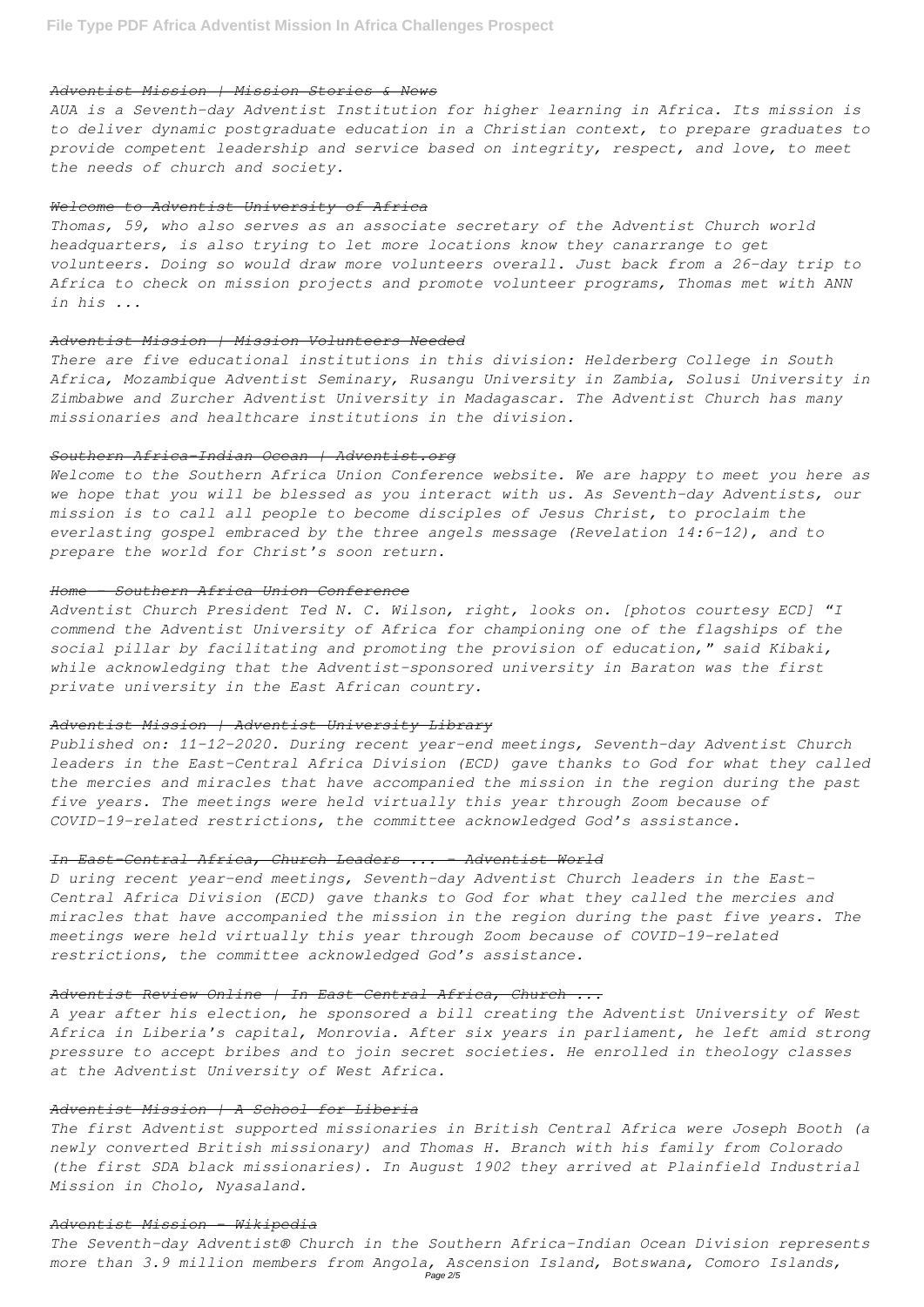### Adventist Mission | Mission Stories & News

*AUA is a Seventh-day Adventist Institution for higher learning in Africa. Its mission is to deliver dynamic postgraduate education in a Christian context, to prepare graduates to provide competent leadership and service based on integrity, respect, and love, to meet the needs of church and society.*

### Welcome to Adventist University of Africa

*Thomas, 59, who also serves as an associate secretary of the Adventist Church world headquarters, is also trying to let more locations know they canarrange to get volunteers. Doing so would draw more volunteers overall. Just back from a 26-day trip to Africa to check on mission projects and promote volunteer programs, Thomas met with ANN in his ...*

### Adventist Mission | Mission Volunteers Needed

*There are five educational institutions in this division: Helderberg College in South Africa, Mozambique Adventist Seminary, Rusangu University in Zambia, Solusi University in Zimbabwe and Zurcher Adventist University in Madagascar. The Adventist Church has many missionaries and healthcare institutions in the division.*

### Southern Africa-Indian Ocean | Adventist.org

*Welcome to the Southern Africa Union Conference website. We are happy to meet you here as we hope that you will be blessed as you interact with us. As Seventh-day Adventists, our mission is to call all people to become disciples of Jesus Christ, to proclaim the everlasting gospel embraced by the three angels message (Revelation 14:6-12), and to prepare the world for Christ's soon return.*

### Home - Southern Africa Union Conference

*Adventist Church President Ted N. C. Wilson, right, looks on. [photos courtesy ECD] "I commend the Adventist University of Africa for championing one of the flagships of the social pillar by facilitating and promoting the provision of education," said Kibaki, while acknowledging that the Adventist-sponsored university in Baraton was the first private university in the East African country.*

### Adventist Mission | Adventist University Library

*Published on: 11-12-2020. During recent year-end meetings, Seventh-day Adventist Church leaders in the East-Central Africa Division (ECD) gave thanks to God for what they called the mercies and miracles that have accompanied the mission in the region during the past five years. The meetings were held virtually this year through Zoom because of COVID-19-related restrictions, the committee acknowledged God's assistance.*

### In East-Central Africa, Church Leaders ... - Adventist World

*D uring recent year-end meetings, Seventh-day Adventist Church leaders in the East-Central Africa Division (ECD) gave thanks to God for what they called the mercies and miracles that have accompanied the mission in the region during the past five years. The meetings were held virtually this year through Zoom because of COVID-19-related restrictions, the committee acknowledged God's assistance.*

### Adventist Review Online | In East-Central Africa, Church ...

*A year after his election, he sponsored a bill creating the Adventist University of West Africa in Liberia's capital, Monrovia. After six years in parliament, he left amid strong pressure to accept bribes and to join secret societies. He enrolled in theology classes at the Adventist University of West Africa.*

### Adventist Mission | A School for Liberia

*The first Adventist supported missionaries in British Central Africa were Joseph Booth (a newly converted British missionary) and Thomas H. Branch with his family from Colorado (the first SDA black missionaries). In August 1902 they arrived at Plainfield Industrial Mission in Cholo, Nyasaland.*

### Adventist Mission - Wikipedia

*The Seventh-day Adventist® Church in the Southern Africa-Indian Ocean Division represents more than 3.9 million members from Angola, Ascension Island, Botswana, Comoro Islands,*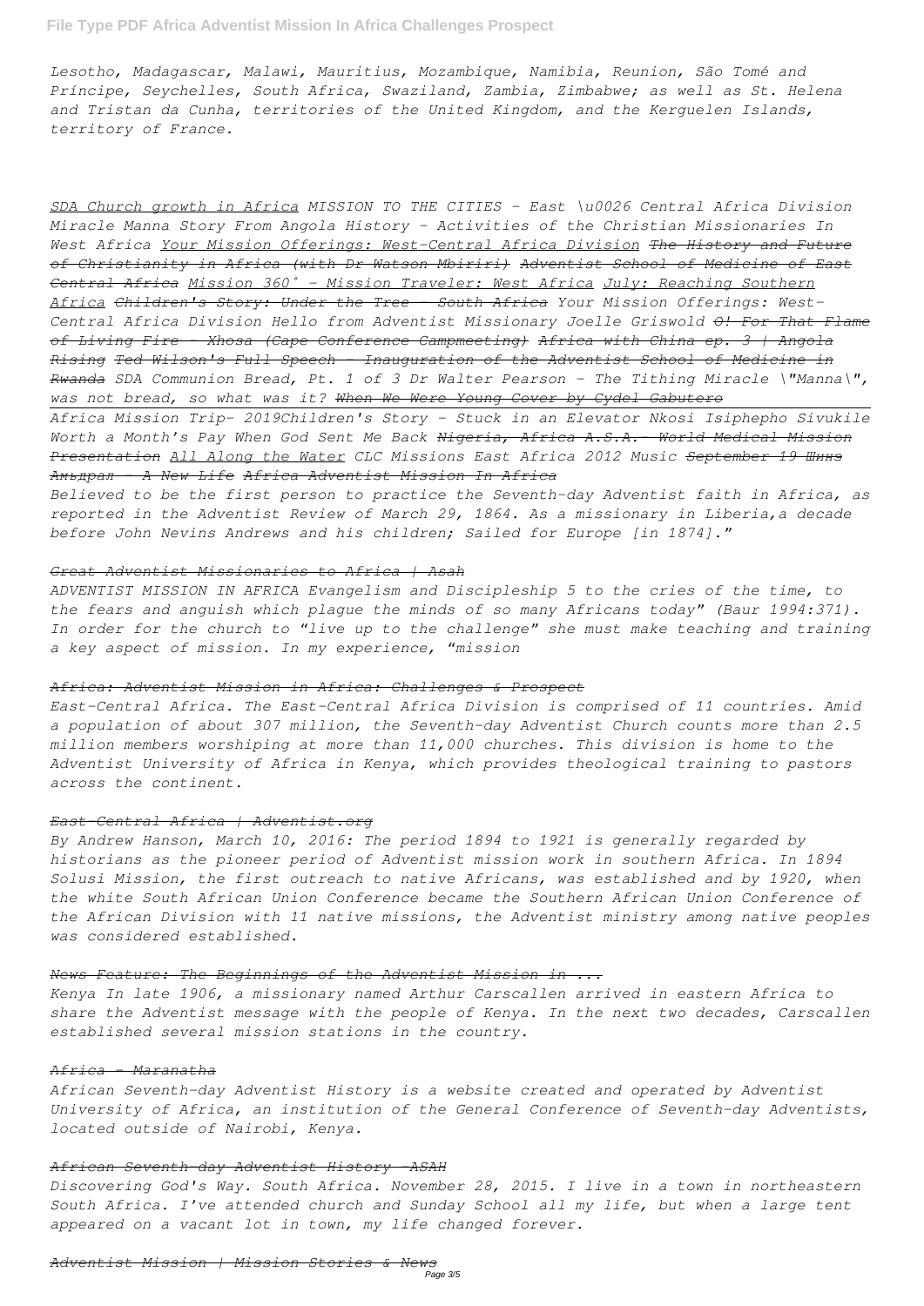*Lesotho, Madagascar, Malawi, Mauritius, Mozambique, Namibia, Reunion, São Tomé and Príncipe, Seychelles, South Africa, Swaziland, Zambia, Zimbabwe; as well as St. Helena and Tristan da Cunha, territories of the United Kingdom, and the Kerguelen Islands, territory of France.*

*SDA Church growth in Africa MISSION TO THE CITIES - East \u0026 Central Africa Division Miracle Manna Story From Angola History - Activities of the Christian Missionaries In West Africa Your Mission Offerings: West-Central Africa Division The History and Future of Christianity in Africa (with Dr Watson Mbiriri) Adventist School of Medicine of East Central Africa Mission 360˚ - Mission Traveler: West Africa July: Reaching Southern Africa Children's Story: Under the Tree - South Africa Your Mission Offerings: West-Central Africa Division Hello from Adventist Missionary Joelle Griswold O! For That Flame of Living Fire - Xhosa (Cape Conference Campmeeting) Africa with China ep. 3 | Angola Rising Ted Wilson's Full Speech - Inauguration of the Adventist School of Medicine in Rwanda SDA Communion Bread, Pt. 1 of 3 Dr Walter Pearson - The Tithing Miracle \"Manna\", was not bread, so what was it? When We Were Young Cover by Cydel Gabutero*

*Africa Mission Trip- 2019Children's Story - Stuck in an Elevator Nkosi Isiphepho Sivukile Worth a Month's Pay When God Sent Me Back Nigeria, Africa A.S.A.- World Medical Mission Presentation All Along the Water CLC Missions East Africa 2012 Music September 19 Шинэ Амьдрал - A New Life Africa Adventist Mission In Africa*

*Believed to be the first person to practice the Seventh-day Adventist faith in Africa, as reported in the Adventist Review of March 29, 1864. As a missionary in Liberia,a decade before John Nevins Andrews and his children; Sailed for Europe [in 1874]."*

*Great Adventist Missionaries to Africa | Asah*

*ADVENTIST MISSION IN AFRICA Evangelism and Discipleship 5 to the cries of the time, to the fears and anguish which plague the minds of so many Africans today" (Baur 1994:371). In order for the church to "live up to the challenge" she must make teaching and training a key aspect of mission. In my experience, "mission*

*Africa: Adventist Mission in Africa: Challenges & Prospect*

*East-Central Africa. The East-Central Africa Division is comprised of 11 countries. Amid a population of about 307 million, the Seventh-day Adventist Church counts more than 2.5 million members worshiping at more than 11,000 churches. This division is home to the Adventist University of Africa in Kenya, which provides theological training to pastors across the continent.*

*East-Central Africa | Adventist.org*

*By Andrew Hanson, March 10, 2016: The period 1894 to 1921 is generally regarded by historians as the pioneer period of Adventist mission work in southern Africa. In 1894 Solusi Mission, the first outreach to native Africans, was established and by 1920, when the white South African Union Conference became the Southern African Union Conference of the African Division with 11 native missions, the Adventist ministry among native peoples was considered established.*

*News Feature: The Beginnings of the Adventist Mission in ...*

*Kenya In late 1906, a missionary named Arthur Carscallen arrived in eastern Africa to share the Adventist message with the people of Kenya. In the next two decades, Carscallen established several mission stations in the country.*

*Africa - Maranatha*

*African Seventh-day Adventist History is a website created and operated by Adventist University of Africa, an institution of the General Conference of Seventh-day Adventists, located outside of Nairobi, Kenya.*

*African Seventh-day Adventist History -ASAH*

*Discovering God's Way. South Africa. November 28, 2015. I live in a town in northeastern South Africa. I've attended church and Sunday School all my life, but when a large tent appeared on a vacant lot in town, my life changed forever.*

*Adventist Mission | Mission Stories & News*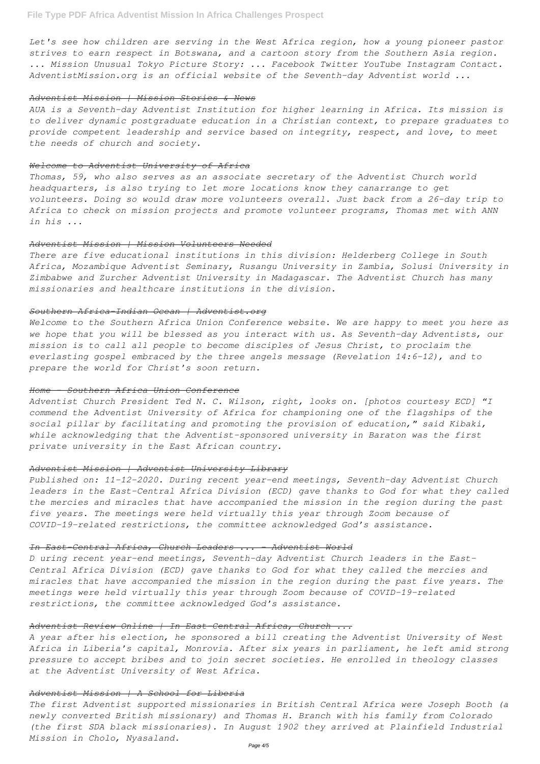*Let's see how children are serving in the West Africa region, how a young pioneer pastor strives to earn respect in Botswana, and a cartoon story from the Southern Asia region. ... Mission Unusual Tokyo Picture Story: ... Facebook Twitter YouTube Instagram Contact. AdventistMission.org is an official website of the Seventh-day Adventist world ...*

#### *Adventist Mission | Mission Stories & News*

*AUA is a Seventh-day Adventist Institution for higher learning in Africa. Its mission is to deliver dynamic postgraduate education in a Christian context, to prepare graduates to provide competent leadership and service based on integrity, respect, and love, to meet the needs of church and society.*

#### *Welcome to Adventist University of Africa*

*Thomas, 59, who also serves as an associate secretary of the Adventist Church world headquarters, is also trying to let more locations know they canarrange to get volunteers. Doing so would draw more volunteers overall. Just back from a 26-day trip to Africa to check on mission projects and promote volunteer programs, Thomas met with ANN in his ...*

#### *Adventist Mission | Mission Volunteers Needed*

*There are five educational institutions in this division: Helderberg College in South Africa, Mozambique Adventist Seminary, Rusangu University in Zambia, Solusi University in Zimbabwe and Zurcher Adventist University in Madagascar. The Adventist Church has many missionaries and healthcare institutions in the division.*

#### *Southern Africa-Indian Ocean | Adventist.org*

*Welcome to the Southern Africa Union Conference website. We are happy to meet you here as we hope that you will be blessed as you interact with us. As Seventh-day Adventists, our mission is to call all people to become disciples of Jesus Christ, to proclaim the everlasting gospel embraced by the three angels message (Revelation 14:6-12), and to prepare the world for Christ's soon return.*

#### *Home - Southern Africa Union Conference*

*Adventist Church President Ted N. C. Wilson, right, looks on. [photos courtesy ECD] "I commend the Adventist University of Africa for championing one of the flagships of the social pillar by facilitating and promoting the provision of education," said Kibaki, while acknowledging that the Adventist-sponsored university in Baraton was the first private university in the East African country.*

#### *Adventist Mission | Adventist University Library*

*Published on: 11-12-2020. During recent year-end meetings, Seventh-day Adventist Church leaders in the East-Central Africa Division (ECD) gave thanks to God for what they called the mercies and miracles that have accompanied the mission in the region during the past five years. The meetings were held virtually this year through Zoom because of COVID-19-related restrictions, the committee acknowledged God's assistance.*

#### *In East-Central Africa, Church Leaders ... - Adventist World*

*D uring recent year-end meetings, Seventh-day Adventist Church leaders in the East-Central Africa Division (ECD) gave thanks to God for what they called the mercies and miracles that have accompanied the mission in the region during the past five years. The meetings were held virtually this year through Zoom because of COVID-19-related restrictions, the committee acknowledged God's assistance.*

#### *Adventist Review Online | In East-Central Africa, Church ...*

*A year after his election, he sponsored a bill creating the Adventist University of West Africa in Liberia's capital, Monrovia. After six years in parliament, he left amid strong pressure to accept bribes and to join secret societies. He enrolled in theology classes at the Adventist University of West Africa.*

#### *Adventist Mission | A School for Liberia*

*The first Adventist supported missionaries in British Central Africa were Joseph Booth (a newly converted British missionary) and Thomas H. Branch with his family from Colorado (the first SDA black missionaries). In August 1902 they arrived at Plainfield Industrial Mission in Cholo, Nyasaland.*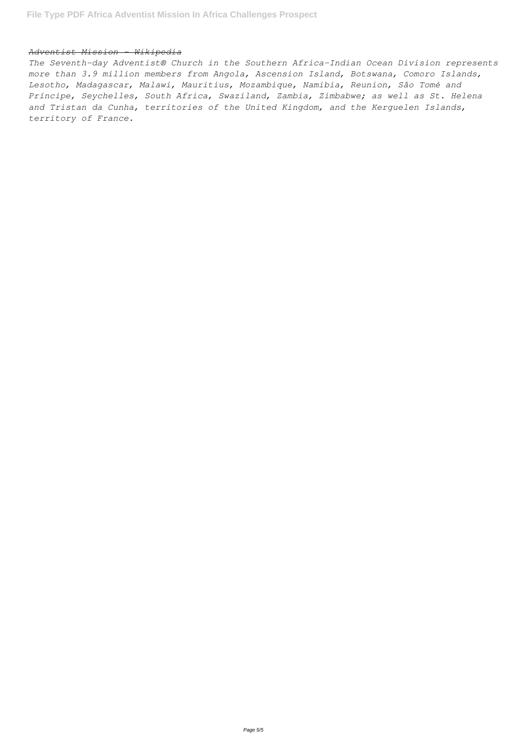*Adventist Mission - Wikipedia*

*The Seventh-day Adventist® Church in the Southern Africa-Indian Ocean Division represents more than 3.9 million members from Angola, Ascension Island, Botswana, Comoro Islands, Lesotho, Madagascar, Malawi, Mauritius, Mozambique, Namibia, Reunion, São Tomé and Príncipe, Seychelles, South Africa, Swaziland, Zambia, Zimbabwe; as well as St. Helena and Tristan da Cunha, territories of the United Kingdom, and the Kerguelen Islands, territory of France.*